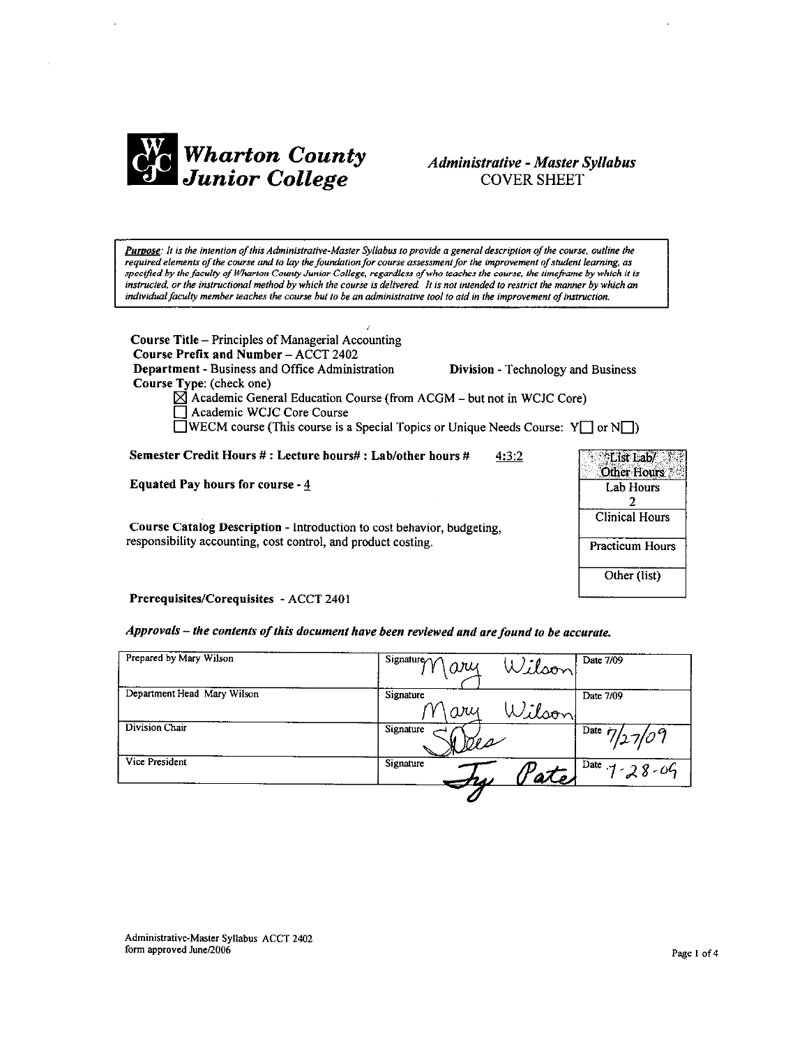# Wharton County Junior College

## *Administrative - Master Syllabus*
COVER SHEET

***Purpose**: It is the intention of this Administrative-Master Syllabus to provide a general description of the course, outline the required elements of the course and to lay the foundation for course assessment for the improvement of student learning, as specified by the faculty of Wharton County Junior College, regardless of who teaches the course, the timeframe by which it is instructed, or the instructional method by which the course is delivered. It is not intended to restrict the manner by which an individual faculty member teaches the course but to be an administrative tool to aid in the improvement of instruction.*

**Course Title** – Principles of Managerial Accounting
**Course Prefix and Number** – ACCT 2402
**Department** - Business and Office Administration **Division** - Technology and Business
**Course Type**: (check one)

- ☒ Academic General Education Course (from ACGM – but not in WCJC Core)
- ☐ Academic WCJC Core Course
- ☐ WECM course (This course is a Special Topics or Unique Needs Course: Y☐ or N☐)

**Semester Credit Hours # : Lecture hours# : Lab/other hours #** 4:3:2

**Equated Pay hours for course** - 4

**Course Catalog Description** - Introduction to cost behavior, budgeting, responsibility accounting, cost control, and product costing.

| List Lab/ Other Hours |
|---|
| Lab Hours 2 |
| Clinical Hours |
| Practicum Hours |
| Other (list) |

**Prerequisites/Corequisites** - ACCT 2401

***Approvals – the contents of this document have been reviewed and are found to be accurate.***

| | | |
|---|---|---|
| Prepared by Mary Wilson | Signature Mary Wilson | Date 7/09 |
| Department Head Mary Wilson | Signature Mary Wilson | Date 7/09 |
| Division Chair | Signature | Date 7/27/09 |
| Vice President | Signature Ty Pate | Date 7-28-09 |

Administrative-Master Syllabus ACCT 2402
form approved June/2006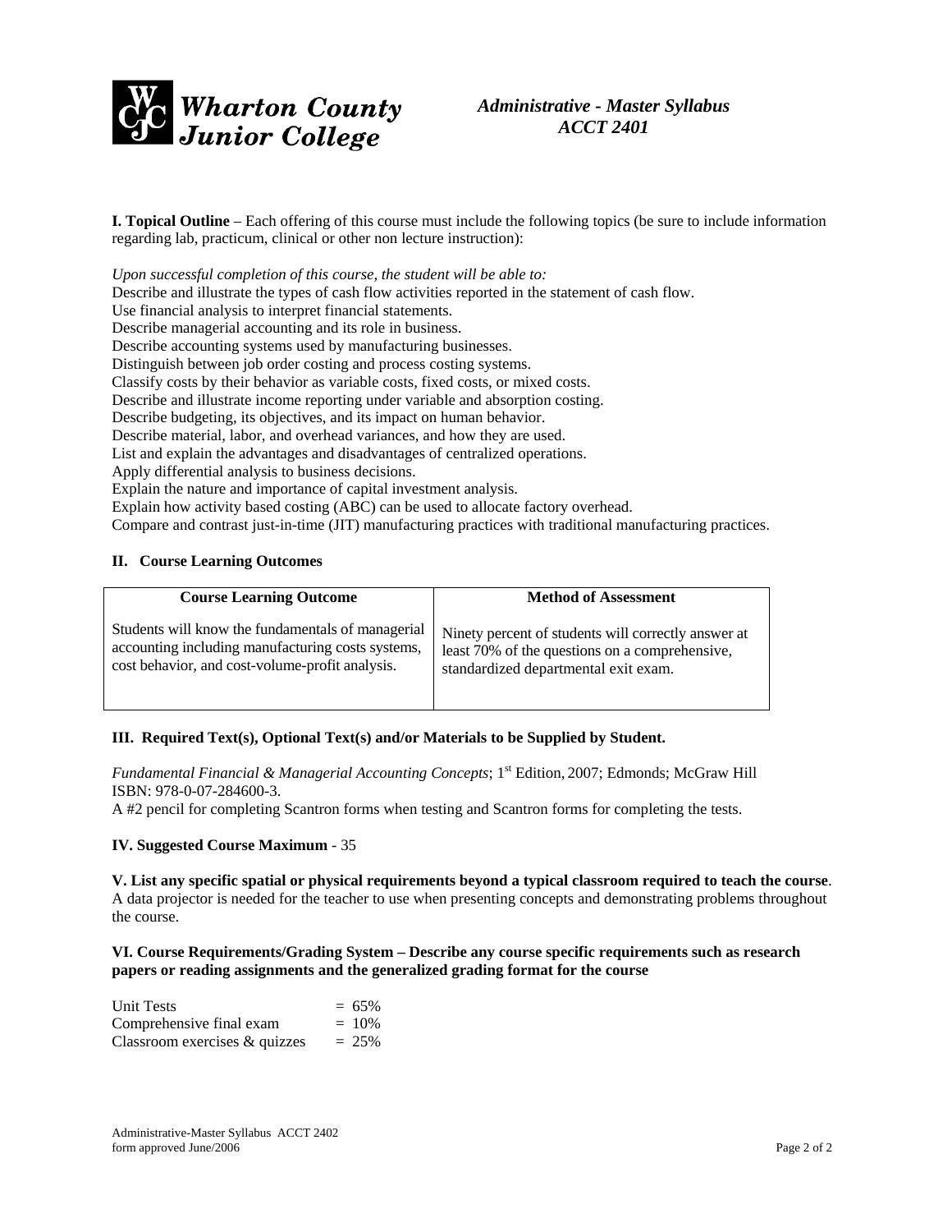**Wharton County Junior College**

*Administrative - Master Syllabus*
*ACCT 2401*

**I. Topical Outline** – Each offering of this course must include the following topics (be sure to include information regarding lab, practicum, clinical or other non lecture instruction):

*Upon successful completion of this course, the student will be able to:*
Describe and illustrate the types of cash flow activities reported in the statement of cash flow.
Use financial analysis to interpret financial statements.
Describe managerial accounting and its role in business.
Describe accounting systems used by manufacturing businesses.
Distinguish between job order costing and process costing systems.
Classify costs by their behavior as variable costs, fixed costs, or mixed costs.
Describe and illustrate income reporting under variable and absorption costing.
Describe budgeting, its objectives, and its impact on human behavior.
Describe material, labor, and overhead variances, and how they are used.
List and explain the advantages and disadvantages of centralized operations.
Apply differential analysis to business decisions.
Explain the nature and importance of capital investment analysis.
Explain how activity based costing (ABC) can be used to allocate factory overhead.
Compare and contrast just-in-time (JIT) manufacturing practices with traditional manufacturing practices.

**II. Course Learning Outcomes**

| Course Learning Outcome | Method of Assessment |
|---|---|
| Students will know the fundamentals of managerial accounting including manufacturing costs systems, cost behavior, and cost-volume-profit analysis. | Ninety percent of students will correctly answer at least 70% of the questions on a comprehensive, standardized departmental exit exam. |

**III. Required Text(s), Optional Text(s) and/or Materials to be Supplied by Student.**

*Fundamental Financial & Managerial Accounting Concepts*; 1st Edition, 2007; Edmonds; McGraw Hill ISBN: 978-0-07-284600-3.
A #2 pencil for completing Scantron forms when testing and Scantron forms for completing the tests.

**IV. Suggested Course Maximum** - 35

**V. List any specific spatial or physical requirements beyond a typical classroom required to teach the course**. A data projector is needed for the teacher to use when presenting concepts and demonstrating problems throughout the course.

**VI. Course Requirements/Grading System – Describe any course specific requirements such as research papers or reading assignments and the generalized grading format for the course**

| | |
|---|---|
| Unit Tests | = 65% |
| Comprehensive final exam | = 10% |
| Classroom exercises & quizzes | = 25% |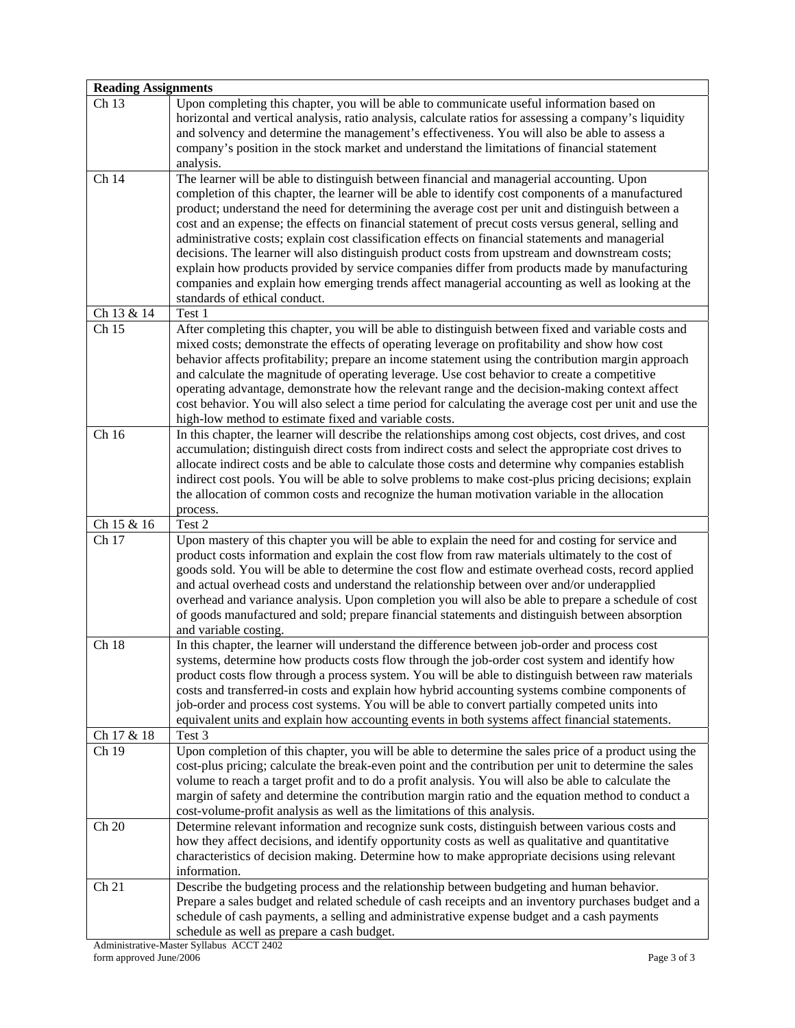| Reading Assignments | |
|---|---|
| Ch 13 | Upon completing this chapter, you will be able to communicate useful information based on horizontal and vertical analysis, ratio analysis, calculate ratios for assessing a company's liquidity and solvency and determine the management's effectiveness. You will also be able to assess a company's position in the stock market and understand the limitations of financial statement analysis. |
| Ch 14 | The learner will be able to distinguish between financial and managerial accounting. Upon completion of this chapter, the learner will be able to identify cost components of a manufactured product; understand the need for determining the average cost per unit and distinguish between a cost and an expense; the effects on financial statement of precut costs versus general, selling and administrative costs; explain cost classification effects on financial statements and managerial decisions. The learner will also distinguish product costs from upstream and downstream costs; explain how products provided by service companies differ from products made by manufacturing companies and explain how emerging trends affect managerial accounting as well as looking at the standards of ethical conduct. |
| Ch 13 & 14 | Test 1 |
| Ch 15 | After completing this chapter, you will be able to distinguish between fixed and variable costs and mixed costs; demonstrate the effects of operating leverage on profitability and show how cost behavior affects profitability; prepare an income statement using the contribution margin approach and calculate the magnitude of operating leverage. Use cost behavior to create a competitive operating advantage, demonstrate how the relevant range and the decision-making context affect cost behavior. You will also select a time period for calculating the average cost per unit and use the high-low method to estimate fixed and variable costs. |
| Ch 16 | In this chapter, the learner will describe the relationships among cost objects, cost drives, and cost accumulation; distinguish direct costs from indirect costs and select the appropriate cost drives to allocate indirect costs and be able to calculate those costs and determine why companies establish indirect cost pools. You will be able to solve problems to make cost-plus pricing decisions; explain the allocation of common costs and recognize the human motivation variable in the allocation process. |
| Ch 15 & 16 | Test 2 |
| Ch 17 | Upon mastery of this chapter you will be able to explain the need for and costing for service and product costs information and explain the cost flow from raw materials ultimately to the cost of goods sold. You will be able to determine the cost flow and estimate overhead costs, record applied and actual overhead costs and understand the relationship between over and/or underapplied overhead and variance analysis. Upon completion you will also be able to prepare a schedule of cost of goods manufactured and sold; prepare financial statements and distinguish between absorption and variable costing. |
| Ch 18 | In this chapter, the learner will understand the difference between job-order and process cost systems, determine how products costs flow through the job-order cost system and identify how product costs flow through a process system. You will be able to distinguish between raw materials costs and transferred-in costs and explain how hybrid accounting systems combine components of job-order and process cost systems. You will be able to convert partially competed units into equivalent units and explain how accounting events in both systems affect financial statements. |
| Ch 17 & 18 | Test 3 |
| Ch 19 | Upon completion of this chapter, you will be able to determine the sales price of a product using the cost-plus pricing; calculate the break-even point and the contribution per unit to determine the sales volume to reach a target profit and to do a profit analysis. You will also be able to calculate the margin of safety and determine the contribution margin ratio and the equation method to conduct a cost-volume-profit analysis as well as the limitations of this analysis. |
| Ch 20 | Determine relevant information and recognize sunk costs, distinguish between various costs and how they affect decisions, and identify opportunity costs as well as qualitative and quantitative characteristics of decision making. Determine how to make appropriate decisions using relevant information. |
| Ch 21 | Describe the budgeting process and the relationship between budgeting and human behavior. Prepare a sales budget and related schedule of cash receipts and an inventory purchases budget and a schedule of cash payments, a selling and administrative expense budget and a cash payments schedule as well as prepare a cash budget. |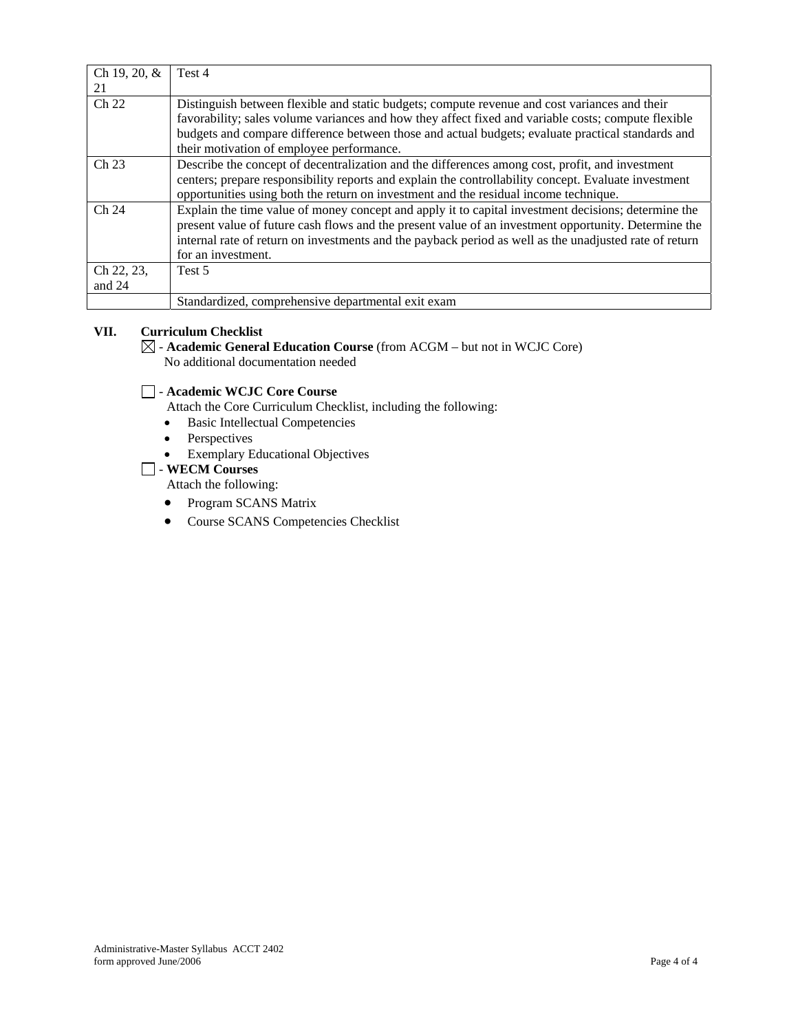| | |
|---|---|
| Ch 19, 20, & 21 | Test 4 |
| Ch 22 | Distinguish between flexible and static budgets; compute revenue and cost variances and their favorability; sales volume variances and how they affect fixed and variable costs; compute flexible budgets and compare difference between those and actual budgets; evaluate practical standards and their motivation of employee performance. |
| Ch 23 | Describe the concept of decentralization and the differences among cost, profit, and investment centers; prepare responsibility reports and explain the controllability concept. Evaluate investment opportunities using both the return on investment and the residual income technique. |
| Ch 24 | Explain the time value of money concept and apply it to capital investment decisions; determine the present value of future cash flows and the present value of an investment opportunity. Determine the internal rate of return on investments and the payback period as well as the unadjusted rate of return for an investment. |
| Ch 22, 23, and 24 | Test 5 |
| | Standardized, comprehensive departmental exit exam |

## VII. Curriculum Checklist

☒ - **Academic General Education Course** (from ACGM – but not in WCJC Core)
No additional documentation needed

☐ - **Academic WCJC Core Course**
Attach the Core Curriculum Checklist, including the following:

- Basic Intellectual Competencies
- Perspectives
- Exemplary Educational Objectives

☐ - **WECM Courses**
Attach the following:

- Program SCANS Matrix
- Course SCANS Competencies Checklist